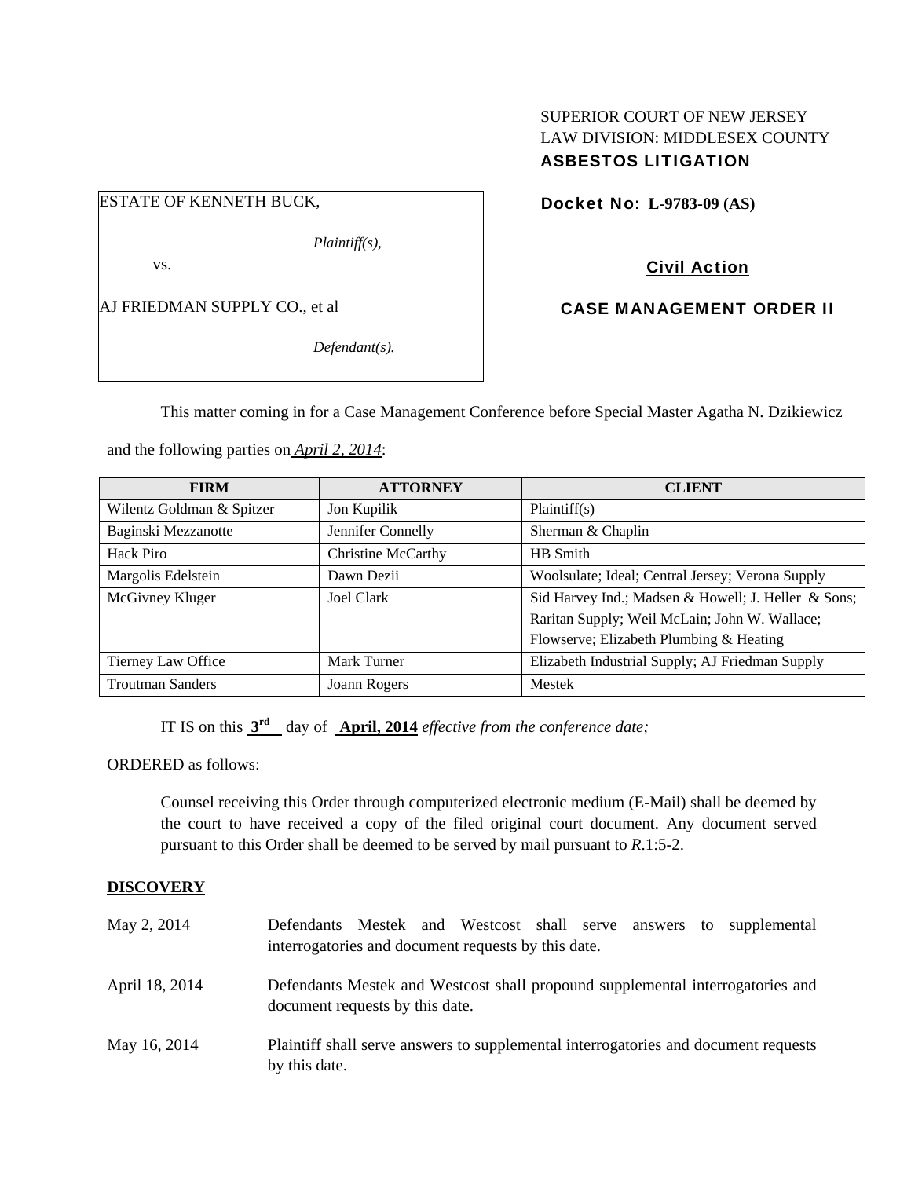SUPERIOR COURT OF NEW JERSEY
LAW DIVISION: MIDDLESEX COUNTY
**ASBESTOS LITIGATION**

ESTATE OF KENNETH BUCK,

*Plaintiff(s),*

vs.

AJ FRIEDMAN SUPPLY CO., et al

*Defendant(s).*

**Docket No: L-9783-09 (AS)**

**Civil Action**

**CASE MANAGEMENT ORDER II**

This matter coming in for a Case Management Conference before Special Master Agatha N. Dzikiewicz and the following parties on *April 2, 2014*:

| FIRM | ATTORNEY | CLIENT |
|---|---|---|
| Wilentz Goldman & Spitzer | Jon Kupilik | Plaintiff(s) |
| Baginski Mezzanotte | Jennifer Connelly | Sherman & Chaplin |
| Hack Piro | Christine McCarthy | HB Smith |
| Margolis Edelstein | Dawn Dezii | Woolsulate; Ideal; Central Jersey; Verona Supply |
| McGivney Kluger | Joel Clark | Sid Harvey Ind.; Madsen & Howell; J. Heller & Sons; Raritan Supply; Weil McLain; John W. Wallace; Flowserve; Elizabeth Plumbing & Heating |
| Tierney Law Office | Mark Turner | Elizabeth Industrial Supply; AJ Friedman Supply |
| Troutman Sanders | Joann Rogers | Mestek |

IT IS on this **3rd** day of **April, 2014** *effective from the conference date;*

ORDERED as follows:

Counsel receiving this Order through computerized electronic medium (E-Mail) shall be deemed by the court to have received a copy of the filed original court document. Any document served pursuant to this Order shall be deemed to be served by mail pursuant to *R*.1:5-2.

**DISCOVERY**

May 2, 2014 — Defendants Mestek and Westcost shall serve answers to supplemental interrogatories and document requests by this date.

April 18, 2014 — Defendants Mestek and Westcost shall propound supplemental interrogatories and document requests by this date.

May 16, 2014 — Plaintiff shall serve answers to supplemental interrogatories and document requests by this date.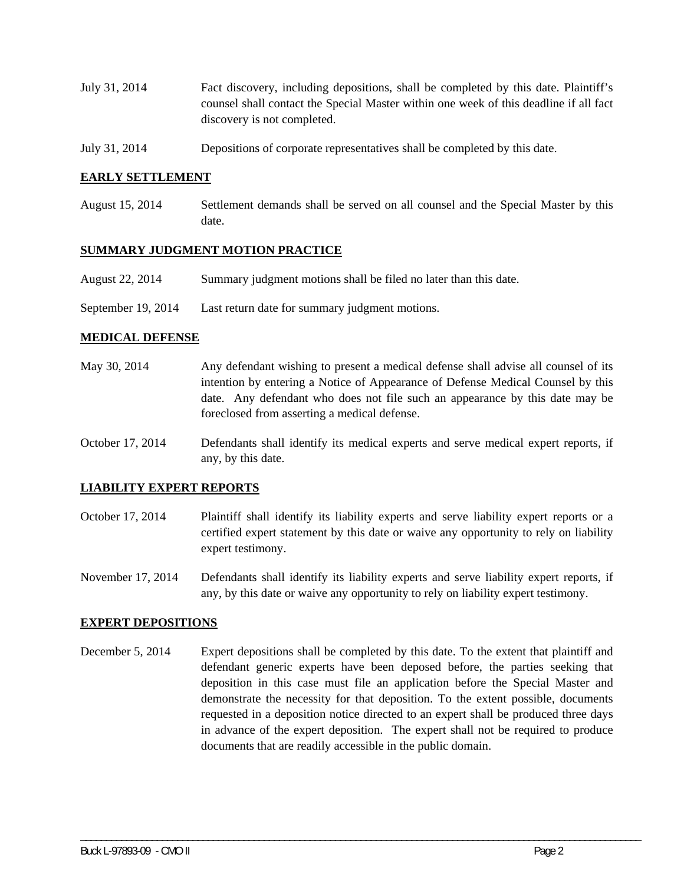| | |
|---|---|
| July 31, 2014 | Fact discovery, including depositions, shall be completed by this date. Plaintiff's counsel shall contact the Special Master within one week of this deadline if all fact discovery is not completed. |
| July 31, 2014 | Depositions of corporate representatives shall be completed by this date. |

**EARLY SETTLEMENT**

| | |
|---|---|
| August 15, 2014 | Settlement demands shall be served on all counsel and the Special Master by this date. |

**SUMMARY JUDGMENT MOTION PRACTICE**

| | |
|---|---|
| August 22, 2014 | Summary judgment motions shall be filed no later than this date. |
| September 19, 2014 | Last return date for summary judgment motions. |

**MEDICAL DEFENSE**

| | |
|---|---|
| May 30, 2014 | Any defendant wishing to present a medical defense shall advise all counsel of its intention by entering a Notice of Appearance of Defense Medical Counsel by this date. Any defendant who does not file such an appearance by this date may be foreclosed from asserting a medical defense. |
| October 17, 2014 | Defendants shall identify its medical experts and serve medical expert reports, if any, by this date. |

**LIABILITY EXPERT REPORTS**

| | |
|---|---|
| October 17, 2014 | Plaintiff shall identify its liability experts and serve liability expert reports or a certified expert statement by this date or waive any opportunity to rely on liability expert testimony. |
| November 17, 2014 | Defendants shall identify its liability experts and serve liability expert reports, if any, by this date or waive any opportunity to rely on liability expert testimony. |

**EXPERT DEPOSITIONS**

| | |
|---|---|
| December 5, 2014 | Expert depositions shall be completed by this date. To the extent that plaintiff and defendant generic experts have been deposed before, the parties seeking that deposition in this case must file an application before the Special Master and demonstrate the necessity for that deposition. To the extent possible, documents requested in a deposition notice directed to an expert shall be produced three days in advance of the expert deposition. The expert shall not be required to produce documents that are readily accessible in the public domain. |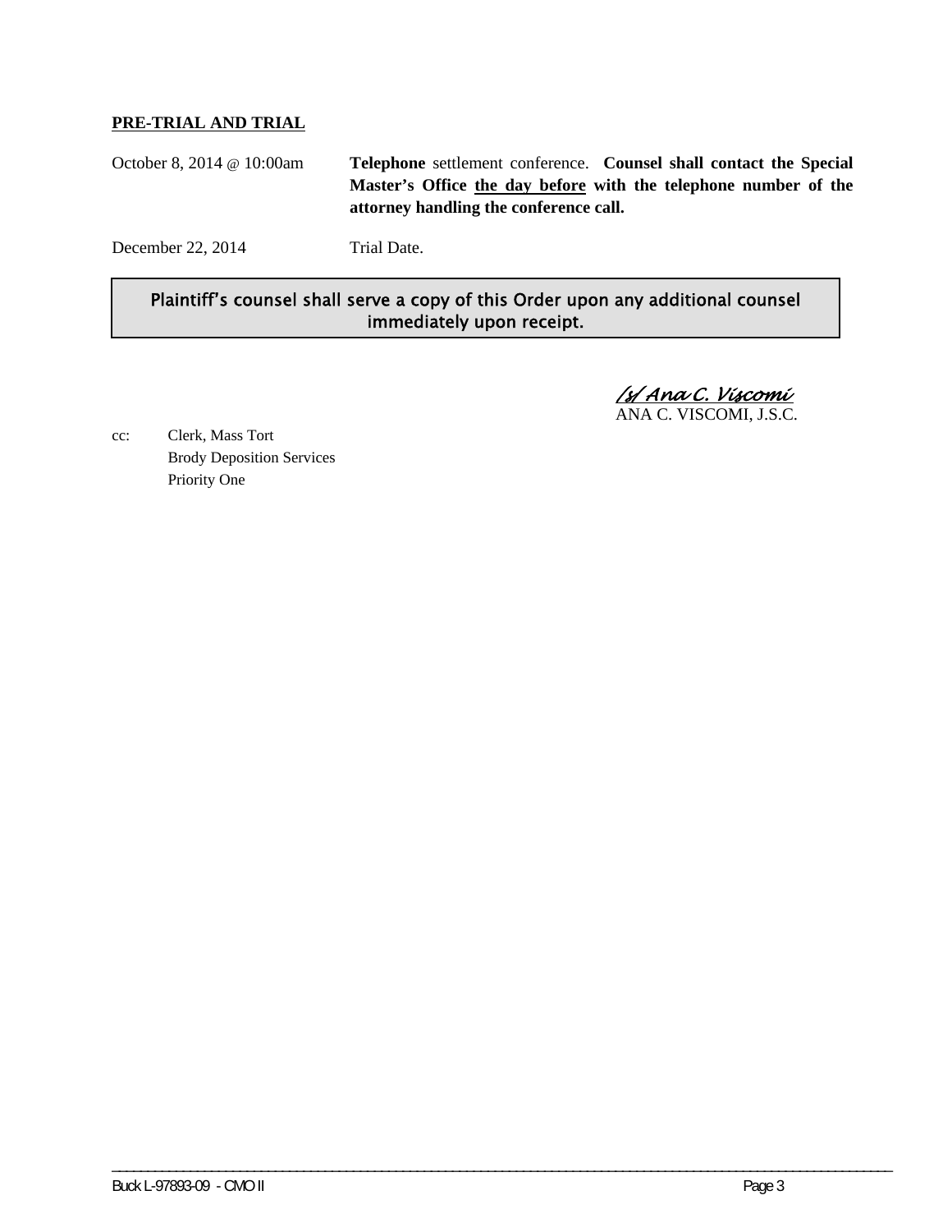**PRE-TRIAL AND TRIAL**

| | |
|---|---|
| October 8, 2014 @ 10:00am | **Telephone** settlement conference. **Counsel shall contact the Special Master's Office the day before with the telephone number of the attorney handling the conference call.** |
| December 22, 2014 | Trial Date. |

Plaintiff's counsel shall serve a copy of this Order upon any additional counsel immediately upon receipt.

*/s/ Ana C. Viscomi*
ANA C. VISCOMI, J.S.C.

cc: Clerk, Mass Tort
Brody Deposition Services
Priority One